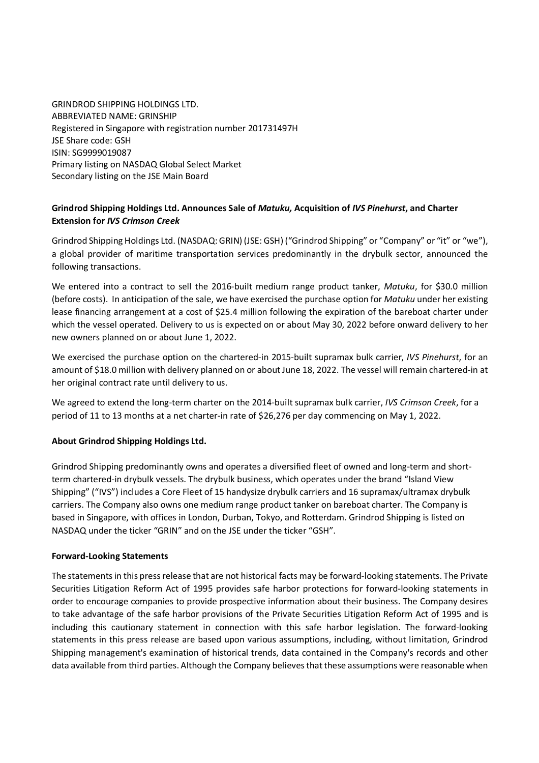GRINDROD SHIPPING HOLDINGS LTD.
ABBREVIATED NAME: GRINSHIP
Registered in Singapore with registration number 201731497H
JSE Share code: GSH
ISIN: SG9999019087
Primary listing on NASDAQ Global Select Market
Secondary listing on the JSE Main Board

**Grindrod Shipping Holdings Ltd. Announces Sale of *Matuku,* Acquisition of *IVS Pinehurst*, and Charter Extension for *IVS Crimson Creek***

Grindrod Shipping Holdings Ltd. (NASDAQ: GRIN) (JSE: GSH) ("Grindrod Shipping" or "Company" or "it" or "we"), a global provider of maritime transportation services predominantly in the drybulk sector, announced the following transactions.

We entered into a contract to sell the 2016-built medium range product tanker, *Matuku*, for $30.0 million (before costs). In anticipation of the sale, we have exercised the purchase option for *Matuku* under her existing lease financing arrangement at a cost of $25.4 million following the expiration of the bareboat charter under which the vessel operated. Delivery to us is expected on or about May 30, 2022 before onward delivery to her new owners planned on or about June 1, 2022.

We exercised the purchase option on the chartered-in 2015-built supramax bulk carrier, *IVS Pinehurst*, for an amount of $18.0 million with delivery planned on or about June 18, 2022. The vessel will remain chartered-in at her original contract rate until delivery to us.

We agreed to extend the long-term charter on the 2014-built supramax bulk carrier, *IVS Crimson Creek*, for a period of 11 to 13 months at a net charter-in rate of $26,276 per day commencing on May 1, 2022.

**About Grindrod Shipping Holdings Ltd.**

Grindrod Shipping predominantly owns and operates a diversified fleet of owned and long-term and short-term chartered-in drybulk vessels. The drybulk business, which operates under the brand "Island View Shipping" ("IVS") includes a Core Fleet of 15 handysize drybulk carriers and 16 supramax/ultramax drybulk carriers. The Company also owns one medium range product tanker on bareboat charter. The Company is based in Singapore, with offices in London, Durban, Tokyo, and Rotterdam. Grindrod Shipping is listed on NASDAQ under the ticker "GRIN" and on the JSE under the ticker "GSH".

**Forward-Looking Statements**

The statements in this press release that are not historical facts may be forward-looking statements. The Private Securities Litigation Reform Act of 1995 provides safe harbor protections for forward-looking statements in order to encourage companies to provide prospective information about their business. The Company desires to take advantage of the safe harbor provisions of the Private Securities Litigation Reform Act of 1995 and is including this cautionary statement in connection with this safe harbor legislation. The forward-looking statements in this press release are based upon various assumptions, including, without limitation, Grindrod Shipping management's examination of historical trends, data contained in the Company's records and other data available from third parties. Although the Company believes that these assumptions were reasonable when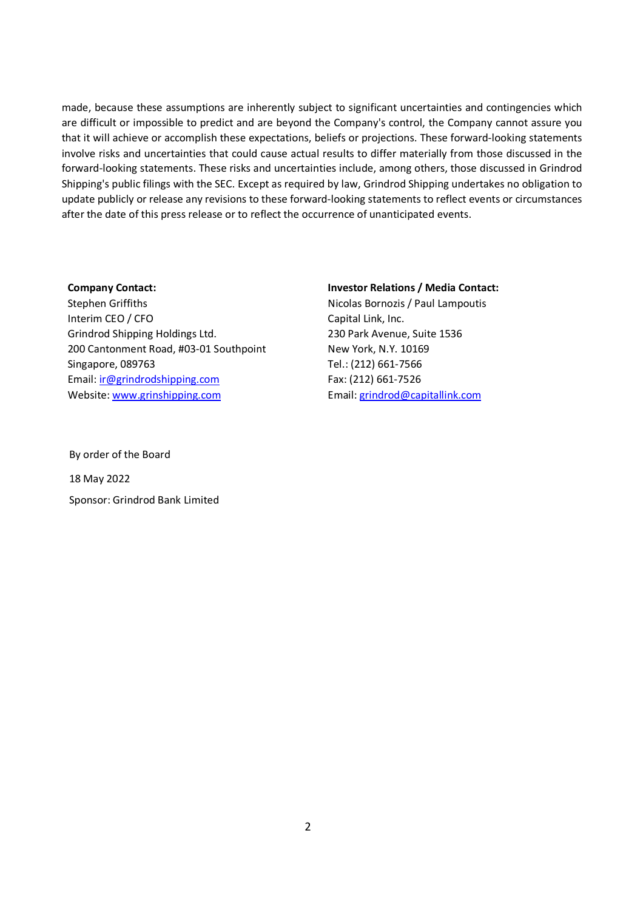made, because these assumptions are inherently subject to significant uncertainties and contingencies which are difficult or impossible to predict and are beyond the Company's control, the Company cannot assure you that it will achieve or accomplish these expectations, beliefs or projections. These forward-looking statements involve risks and uncertainties that could cause actual results to differ materially from those discussed in the forward-looking statements. These risks and uncertainties include, among others, those discussed in Grindrod Shipping's public filings with the SEC. Except as required by law, Grindrod Shipping undertakes no obligation to update publicly or release any revisions to these forward-looking statements to reflect events or circumstances after the date of this press release or to reflect the occurrence of unanticipated events.

**Company Contact:**
Stephen Griffiths
Interim CEO / CFO
Grindrod Shipping Holdings Ltd.
200 Cantonment Road, #03-01 Southpoint
Singapore, 089763
Email: ir@grindrodshipping.com
Website: www.grinshipping.com

**Investor Relations / Media Contact:**
Nicolas Bornozis / Paul Lampoutis
Capital Link, Inc.
230 Park Avenue, Suite 1536
New York, N.Y. 10169
Tel.: (212) 661-7566
Fax: (212) 661-7526
Email: grindrod@capitallink.com

By order of the Board

18 May 2022

Sponsor: Grindrod Bank Limited